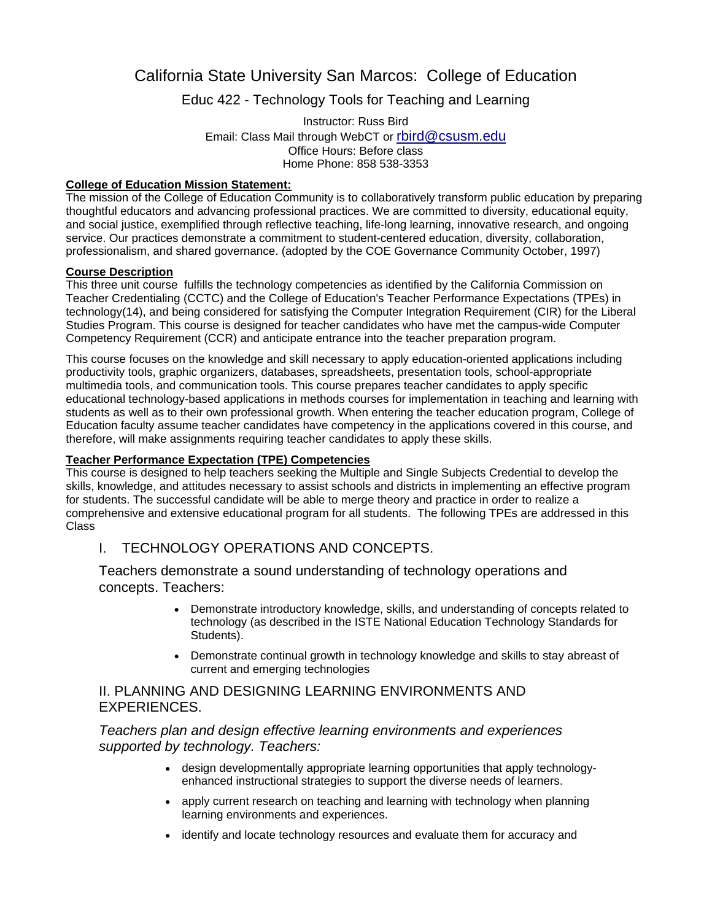# California State University San Marcos: College of Education

## Educ 422 - Technology Tools for Teaching and Learning

Instructor: Russ Bird
Email: Class Mail through WebCT or rbird@csusm.edu
Office Hours: Before class
Home Phone: 858 538-3353

**College of Education Mission Statement:**
The mission of the College of Education Community is to collaboratively transform public education by preparing thoughtful educators and advancing professional practices. We are committed to diversity, educational equity, and social justice, exemplified through reflective teaching, life-long learning, innovative research, and ongoing service. Our practices demonstrate a commitment to student-centered education, diversity, collaboration, professionalism, and shared governance. (adopted by the COE Governance Community October, 1997)

**Course Description**
This three unit course fulfills the technology competencies as identified by the California Commission on Teacher Credentialing (CCTC) and the College of Education's Teacher Performance Expectations (TPEs) in technology(14), and being considered for satisfying the Computer Integration Requirement (CIR) for the Liberal Studies Program. This course is designed for teacher candidates who have met the campus-wide Computer Competency Requirement (CCR) and anticipate entrance into the teacher preparation program.

This course focuses on the knowledge and skill necessary to apply education-oriented applications including productivity tools, graphic organizers, databases, spreadsheets, presentation tools, school-appropriate multimedia tools, and communication tools. This course prepares teacher candidates to apply specific educational technology-based applications in methods courses for implementation in teaching and learning with students as well as to their own professional growth. When entering the teacher education program, College of Education faculty assume teacher candidates have competency in the applications covered in this course, and therefore, will make assignments requiring teacher candidates to apply these skills.

**Teacher Performance Expectation (TPE) Competencies**
This course is designed to help teachers seeking the Multiple and Single Subjects Credential to develop the skills, knowledge, and attitudes necessary to assist schools and districts in implementing an effective program for students. The successful candidate will be able to merge theory and practice in order to realize a comprehensive and extensive educational program for all students. The following TPEs are addressed in this Class

### I. TECHNOLOGY OPERATIONS AND CONCEPTS.

Teachers demonstrate a sound understanding of technology operations and concepts. Teachers:

- Demonstrate introductory knowledge, skills, and understanding of concepts related to technology (as described in the ISTE National Education Technology Standards for Students).
- Demonstrate continual growth in technology knowledge and skills to stay abreast of current and emerging technologies

### II. PLANNING AND DESIGNING LEARNING ENVIRONMENTS AND EXPERIENCES.

*Teachers plan and design effective learning environments and experiences supported by technology. Teachers:*

- design developmentally appropriate learning opportunities that apply technology-enhanced instructional strategies to support the diverse needs of learners.
- apply current research on teaching and learning with technology when planning learning environments and experiences.
- identify and locate technology resources and evaluate them for accuracy and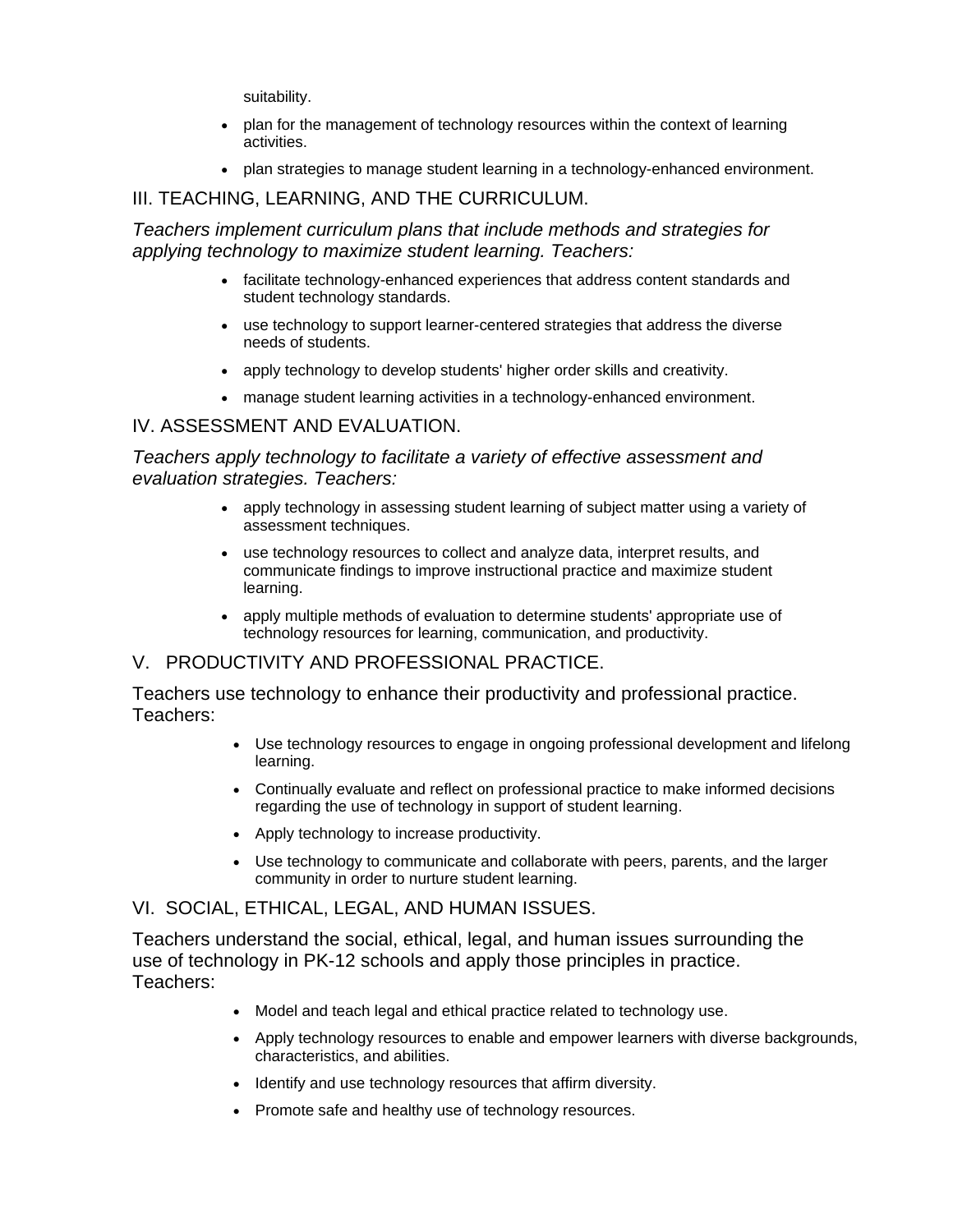suitability.

- plan for the management of technology resources within the context of learning activities.
- plan strategies to manage student learning in a technology-enhanced environment.

## III. TEACHING, LEARNING, AND THE CURRICULUM.

*Teachers implement curriculum plans that include methods and strategies for applying technology to maximize student learning. Teachers:*

- facilitate technology-enhanced experiences that address content standards and student technology standards.
- use technology to support learner-centered strategies that address the diverse needs of students.
- apply technology to develop students' higher order skills and creativity.
- manage student learning activities in a technology-enhanced environment.

## IV. ASSESSMENT AND EVALUATION.

*Teachers apply technology to facilitate a variety of effective assessment and evaluation strategies. Teachers:*

- apply technology in assessing student learning of subject matter using a variety of assessment techniques.
- use technology resources to collect and analyze data, interpret results, and communicate findings to improve instructional practice and maximize student learning.
- apply multiple methods of evaluation to determine students' appropriate use of technology resources for learning, communication, and productivity.

## V. PRODUCTIVITY AND PROFESSIONAL PRACTICE.

Teachers use technology to enhance their productivity and professional practice. Teachers:

- Use technology resources to engage in ongoing professional development and lifelong learning.
- Continually evaluate and reflect on professional practice to make informed decisions regarding the use of technology in support of student learning.
- Apply technology to increase productivity.
- Use technology to communicate and collaborate with peers, parents, and the larger community in order to nurture student learning.

## VI. SOCIAL, ETHICAL, LEGAL, AND HUMAN ISSUES.

Teachers understand the social, ethical, legal, and human issues surrounding the use of technology in PK-12 schools and apply those principles in practice. Teachers:

- Model and teach legal and ethical practice related to technology use.
- Apply technology resources to enable and empower learners with diverse backgrounds, characteristics, and abilities.
- Identify and use technology resources that affirm diversity.
- Promote safe and healthy use of technology resources.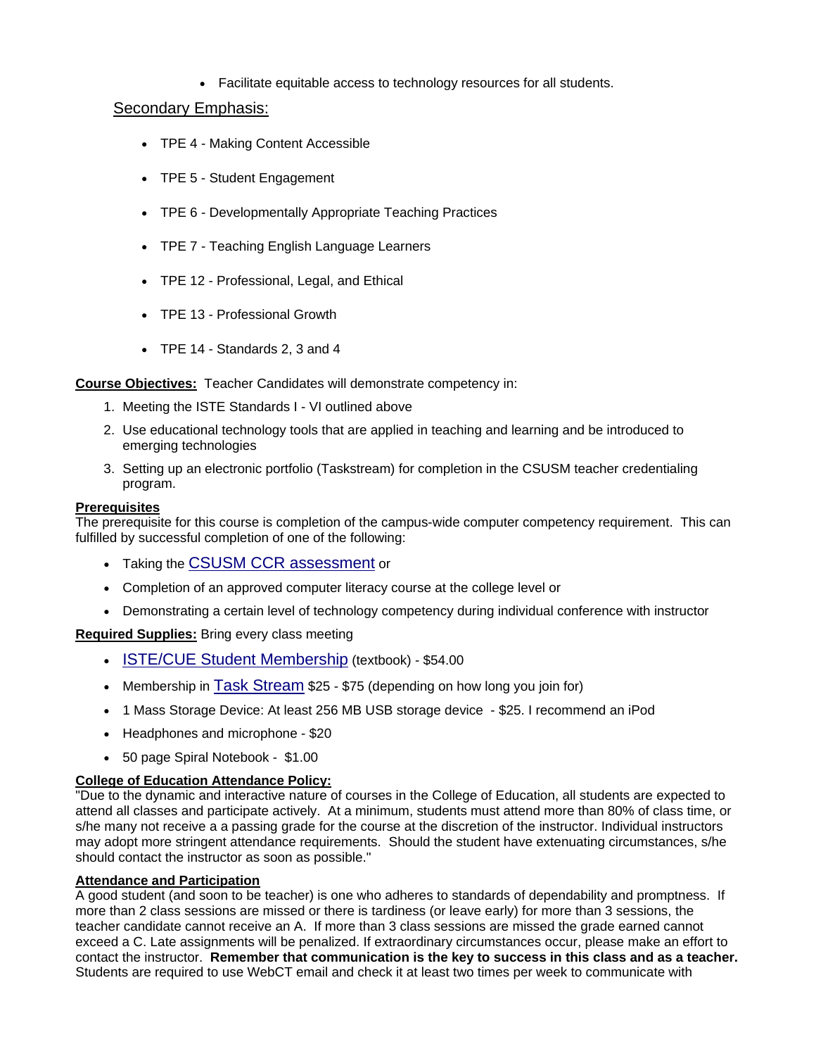- Facilitate equitable access to technology resources for all students.

Secondary Emphasis:

- TPE 4 - Making Content Accessible
- TPE 5 - Student Engagement
- TPE 6 - Developmentally Appropriate Teaching Practices
- TPE 7 - Teaching English Language Learners
- TPE 12 - Professional, Legal, and Ethical
- TPE 13 - Professional Growth
- TPE 14 - Standards 2, 3 and 4

**Course Objectives:** Teacher Candidates will demonstrate competency in:

1. Meeting the ISTE Standards I - VI outlined above
2. Use educational technology tools that are applied in teaching and learning and be introduced to emerging technologies
3. Setting up an electronic portfolio (Taskstream) for completion in the CSUSM teacher credentialing program.

**Prerequisites**

The prerequisite for this course is completion of the campus-wide computer competency requirement. This can fulfilled by successful completion of one of the following:

- Taking the CSUSM CCR assessment or
- Completion of an approved computer literacy course at the college level or
- Demonstrating a certain level of technology competency during individual conference with instructor

**Required Supplies:** Bring every class meeting

- ISTE/CUE Student Membership (textbook) - $54.00
- Membership in Task Stream $25 - $75 (depending on how long you join for)
- 1 Mass Storage Device: At least 256 MB USB storage device - $25. I recommend an iPod
- Headphones and microphone - $20
- 50 page Spiral Notebook - $1.00

**College of Education Attendance Policy:**

"Due to the dynamic and interactive nature of courses in the College of Education, all students are expected to attend all classes and participate actively. At a minimum, students must attend more than 80% of class time, or s/he many not receive a a passing grade for the course at the discretion of the instructor. Individual instructors may adopt more stringent attendance requirements. Should the student have extenuating circumstances, s/he should contact the instructor as soon as possible."

**Attendance and Participation**

A good student (and soon to be teacher) is one who adheres to standards of dependability and promptness. If more than 2 class sessions are missed or there is tardiness (or leave early) for more than 3 sessions, the teacher candidate cannot receive an A. If more than 3 class sessions are missed the grade earned cannot exceed a C. Late assignments will be penalized. If extraordinary circumstances occur, please make an effort to contact the instructor. **Remember that communication is the key to success in this class and as a teacher.** Students are required to use WebCT email and check it at least two times per week to communicate with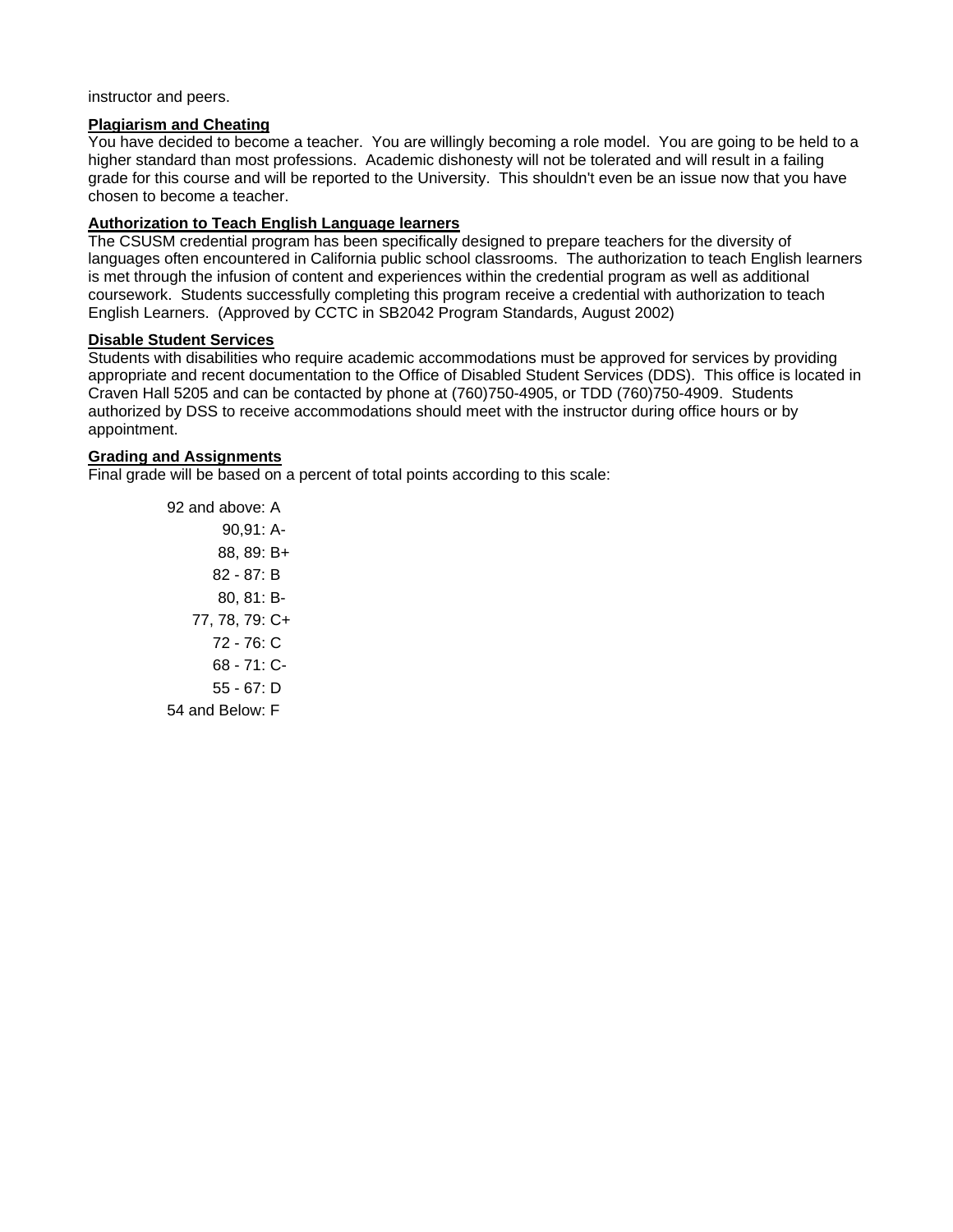instructor and peers.

**Plagiarism and Cheating**

You have decided to become a teacher. You are willingly becoming a role model. You are going to be held to a higher standard than most professions. Academic dishonesty will not be tolerated and will result in a failing grade for this course and will be reported to the University. This shouldn't even be an issue now that you have chosen to become a teacher.

**Authorization to Teach English Language learners**

The CSUSM credential program has been specifically designed to prepare teachers for the diversity of languages often encountered in California public school classrooms. The authorization to teach English learners is met through the infusion of content and experiences within the credential program as well as additional coursework. Students successfully completing this program receive a credential with authorization to teach English Learners. (Approved by CCTC in SB2042 Program Standards, August 2002)

**Disable Student Services**

Students with disabilities who require academic accommodations must be approved for services by providing appropriate and recent documentation to the Office of Disabled Student Services (DDS). This office is located in Craven Hall 5205 and can be contacted by phone at (760)750-4905, or TDD (760)750-4909. Students authorized by DSS to receive accommodations should meet with the instructor during office hours or by appointment.

**Grading and Assignments**

Final grade will be based on a percent of total points according to this scale:

92 and above: A
90,91: A-
88, 89: B+
82 - 87: B
80, 81: B-
77, 78, 79: C+
72 - 76: C
68 - 71: C-
55 - 67: D
54 and Below: F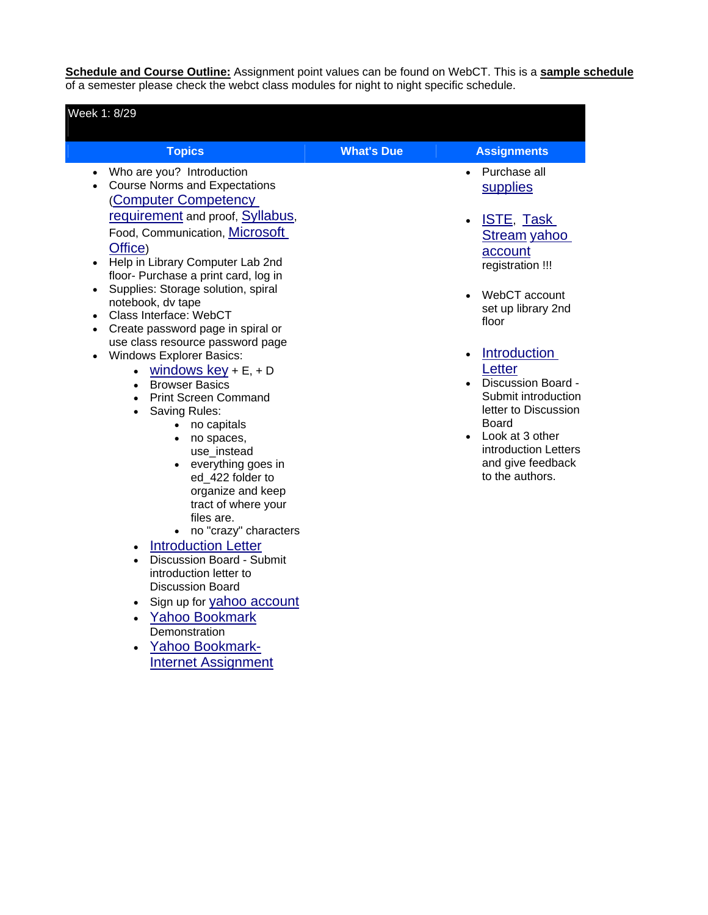**Schedule and Course Outline:** Assignment point values can be found on WebCT. This is a **sample schedule** of a semester please check the webct class modules for night to night specific schedule.

| Week 1: 8/29 | | |
|---|---|---|
| **Topics** | **What's Due** | **Assignments** |
| • Who are you? Introduction<br>• Course Norms and Expectations (Computer Competency requirement and proof, Syllabus, Food, Communication, Microsoft Office)<br>• Help in Library Computer Lab 2nd floor- Purchase a print card, log in<br>• Supplies: Storage solution, spiral notebook, dv tape<br>• Class Interface: WebCT<br>• Create password page in spiral or use class resource password page<br>• Windows Explorer Basics:<br>  ◦ windows key + E, + D<br>  ◦ Browser Basics<br>  ◦ Print Screen Command<br>  ◦ Saving Rules:<br>    ▪ no capitals<br>    ▪ no spaces, use_instead<br>    ▪ everything goes in ed_422 folder to organize and keep tract of where your files are.<br>    ▪ no "crazy" characters<br>  ◦ Introduction Letter<br>  ◦ Discussion Board - Submit introduction letter to Discussion Board<br>  ◦ Sign up for yahoo account<br>  ◦ Yahoo Bookmark Demonstration<br>  ◦ Yahoo Bookmark- Internet Assignment | | • Purchase all supplies<br>• ISTE, Task Stream yahoo account registration !!!<br>• WebCT account set up library 2nd floor<br>• Introduction Letter<br>• Discussion Board - Submit introduction letter to Discussion Board<br>• Look at 3 other introduction Letters and give feedback to the authors. |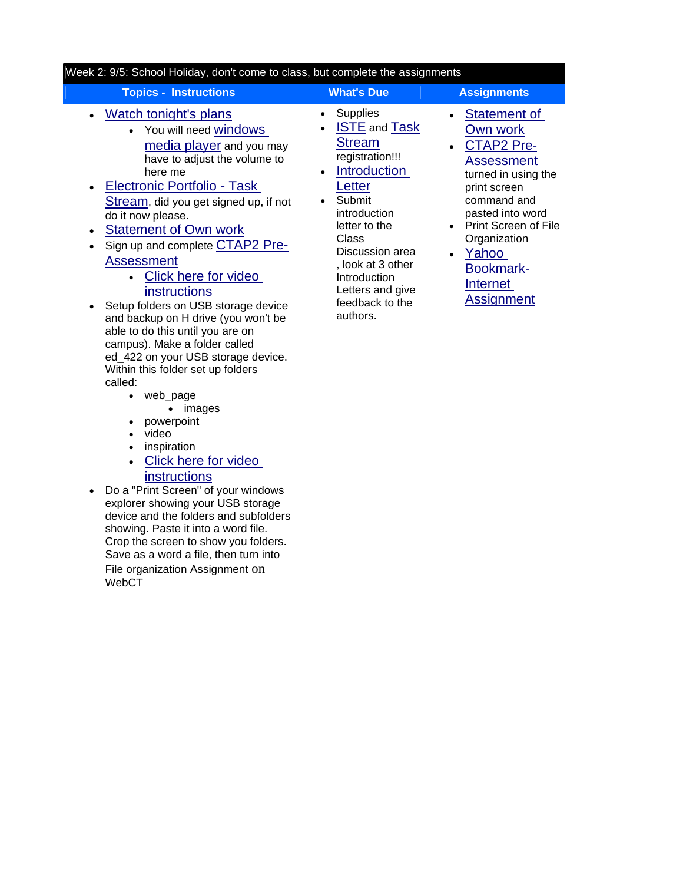| Week 2: 9/5: School Holiday, don't come to class, but complete the assignments | | |
|---|---|---|
| **Topics - Instructions** | **What's Due** | **Assignments** |
| • Watch tonight's plans<br>&nbsp;&nbsp;&nbsp;&nbsp;• You will need windows media player and you may have to adjust the volume to here me<br>• Electronic Portfolio - Task Stream, did you get signed up, if not do it now please.<br>• Statement of Own work<br>• Sign up and complete CTAP2 Pre-Assessment<br>&nbsp;&nbsp;&nbsp;&nbsp;• Click here for video instructions<br>• Setup folders on USB storage device and backup on H drive (you won't be able to do this until you are on campus). Make a folder called ed_422 on your USB storage device. Within this folder set up folders called:<br>&nbsp;&nbsp;&nbsp;&nbsp;• web_page<br>&nbsp;&nbsp;&nbsp;&nbsp;&nbsp;&nbsp;&nbsp;&nbsp;• images<br>&nbsp;&nbsp;&nbsp;&nbsp;• powerpoint<br>&nbsp;&nbsp;&nbsp;&nbsp;• video<br>&nbsp;&nbsp;&nbsp;&nbsp;• inspiration<br>&nbsp;&nbsp;&nbsp;&nbsp;• Click here for video instructions<br>• Do a "Print Screen" of your windows explorer showing your USB storage device and the folders and subfolders showing. Paste it into a word file. Crop the screen to show you folders. Save as a word a file, then turn into File organization Assignment on WebCT | • Supplies<br>• ISTE and Task Stream registration!!!<br>• Introduction Letter<br>• Submit introduction letter to the Class Discussion area , look at 3 other Introduction Letters and give feedback to the authors. | • Statement of Own work<br>• CTAP2 Pre-Assessment turned in using the print screen command and pasted into word<br>• Print Screen of File Organization<br>• Yahoo Bookmark-Internet Assignment |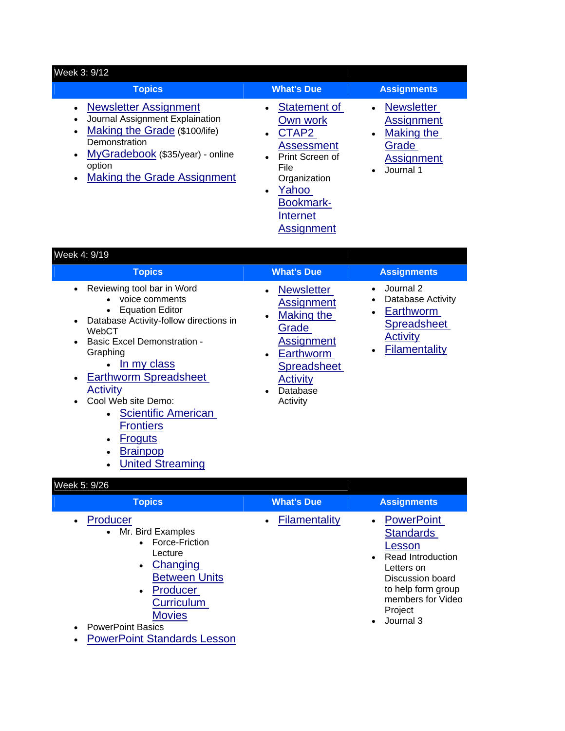| Week 3: 9/12 | | |
|---|---|---|
| **Topics** | **What's Due** | **Assignments** |
| • Newsletter Assignment<br>• Journal Assignment Explaination<br>• Making the Grade ($100/life) Demonstration<br>• MyGradebook ($35/year) - online option<br>• Making the Grade Assignment | • Statement of Own work<br>• CTAP2 Assessment<br>• Print Screen of File Organization<br>• Yahoo Bookmark-Internet Assignment | • Newsletter Assignment<br>• Making the Grade Assignment<br>• Journal 1 |

| Week 4: 9/19 | | |
|---|---|---|
| **Topics** | **What's Due** | **Assignments** |
| • Reviewing tool bar in Word<br>&nbsp;&nbsp;&nbsp;&nbsp;• voice comments<br>&nbsp;&nbsp;&nbsp;&nbsp;• Equation Editor<br>• Database Activity-follow directions in WebCT<br>• Basic Excel Demonstration - Graphing<br>&nbsp;&nbsp;&nbsp;&nbsp;• In my class<br>• Earthworm Spreadsheet Activity<br>• Cool Web site Demo:<br>&nbsp;&nbsp;&nbsp;&nbsp;• Scientific American Frontiers<br>&nbsp;&nbsp;&nbsp;&nbsp;• Froguts<br>&nbsp;&nbsp;&nbsp;&nbsp;• Brainpop<br>&nbsp;&nbsp;&nbsp;&nbsp;• United Streaming | • Newsletter Assignment<br>• Making the Grade Assignment<br>• Earthworm Spreadsheet Activity<br>• Database Activity | • Journal 2<br>• Database Activity<br>• Earthworm Spreadsheet Activity<br>• Filamentality |

| Week 5: 9/26 | | |
|---|---|---|
| **Topics** | **What's Due** | **Assignments** |
| • Producer<br>&nbsp;&nbsp;&nbsp;&nbsp;• Mr. Bird Examples<br>&nbsp;&nbsp;&nbsp;&nbsp;&nbsp;&nbsp;&nbsp;&nbsp;• Force-Friction Lecture<br>&nbsp;&nbsp;&nbsp;&nbsp;&nbsp;&nbsp;&nbsp;&nbsp;• Changing Between Units<br>&nbsp;&nbsp;&nbsp;&nbsp;&nbsp;&nbsp;&nbsp;&nbsp;• Producer Curriculum Movies<br>• PowerPoint Basics<br>• PowerPoint Standards Lesson | • Filamentality | • PowerPoint Standards Lesson<br>• Read Introduction Letters on Discussion board to help form group members for Video Project<br>• Journal 3 |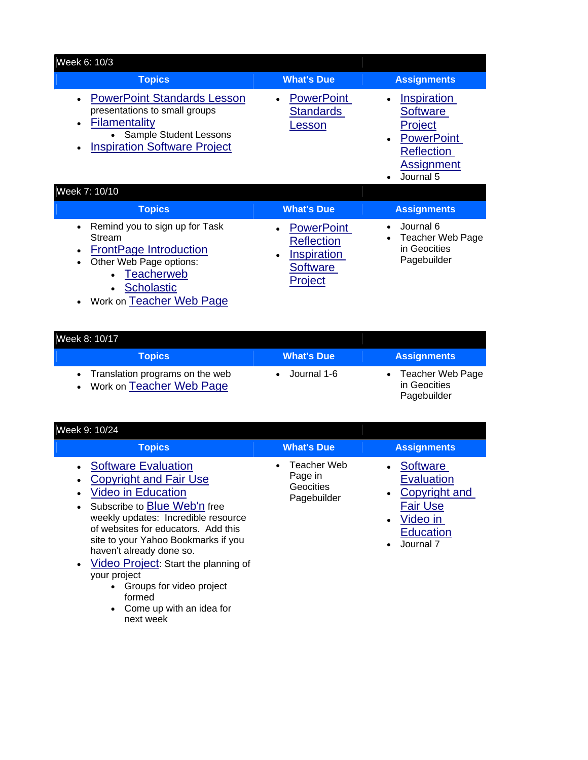## Week 6: 10/3

| Topics | What's Due | Assignments |
|---|---|---|
| • PowerPoint Standards Lesson presentations to small groups<br>• Filamentality<br>&nbsp;&nbsp;&nbsp;• Sample Student Lessons<br>• Inspiration Software Project | • PowerPoint Standards Lesson | • Inspiration Software Project<br>• PowerPoint Reflection Assignment<br>• Journal 5 |

## Week 7: 10/10

| Topics | What's Due | Assignments |
|---|---|---|
| • Remind you to sign up for Task Stream<br>• FrontPage Introduction<br>• Other Web Page options:<br>&nbsp;&nbsp;&nbsp;• Teacherweb<br>&nbsp;&nbsp;&nbsp;• Scholastic<br>• Work on Teacher Web Page | • PowerPoint Reflection<br>• Inspiration Software Project | • Journal 6<br>• Teacher Web Page in Geocities Pagebuilder |

## Week 8: 10/17

| Topics | What's Due | Assignments |
|---|---|---|
| • Translation programs on the web<br>• Work on Teacher Web Page | • Journal 1-6 | • Teacher Web Page in Geocities Pagebuilder |

## Week 9: 10/24

| Topics | What's Due | Assignments |
|---|---|---|
| • Software Evaluation<br>• Copyright and Fair Use<br>• Video in Education<br>• Subscribe to Blue Web'n free weekly updates: Incredible resource of websites for educators. Add this site to your Yahoo Bookmarks if you haven't already done so.<br>• Video Project: Start the planning of your project<br>&nbsp;&nbsp;&nbsp;• Groups for video project formed<br>&nbsp;&nbsp;&nbsp;• Come up with an idea for next week | • Teacher Web Page in Geocities Pagebuilder | • Software Evaluation<br>• Copyright and Fair Use<br>• Video in Education<br>• Journal 7 |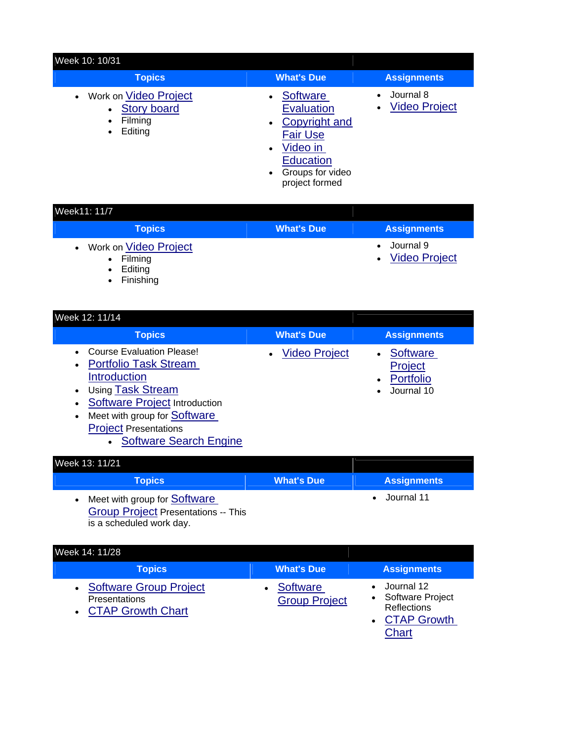| Week 10: 10/31 | | |
|---|---|---|
| **Topics** | **What's Due** | **Assignments** |
| • Work on Video Project<br>  ◦ Story board<br>  ◦ Filming<br>  ◦ Editing | • Software Evaluation<br>• Copyright and Fair Use<br>• Video in Education<br>• Groups for video project formed | • Journal 8<br>• Video Project |

| Week11: 11/7 | | |
|---|---|---|
| **Topics** | **What's Due** | **Assignments** |
| • Work on Video Project<br>  ◦ Filming<br>  ◦ Editing<br>  ◦ Finishing | | • Journal 9<br>• Video Project |

| Week 12: 11/14 | | |
|---|---|---|
| **Topics** | **What's Due** | **Assignments** |
| • Course Evaluation Please!<br>• Portfolio Task Stream Introduction<br>• Using Task Stream<br>• Software Project Introduction<br>• Meet with group for Software Project Presentations<br>  ◦ Software Search Engine | • Video Project | • Software Project<br>• Portfolio<br>• Journal 10 |

| Week 13: 11/21 | | |
|---|---|---|
| **Topics** | **What's Due** | **Assignments** |
| • Meet with group for Software Group Project Presentations -- This is a scheduled work day. | | • Journal 11 |

| Week 14: 11/28 | | |
|---|---|---|
| **Topics** | **What's Due** | **Assignments** |
| • Software Group Project Presentations<br>• CTAP Growth Chart | • Software Group Project | • Journal 12<br>• Software Project Reflections<br>• CTAP Growth Chart |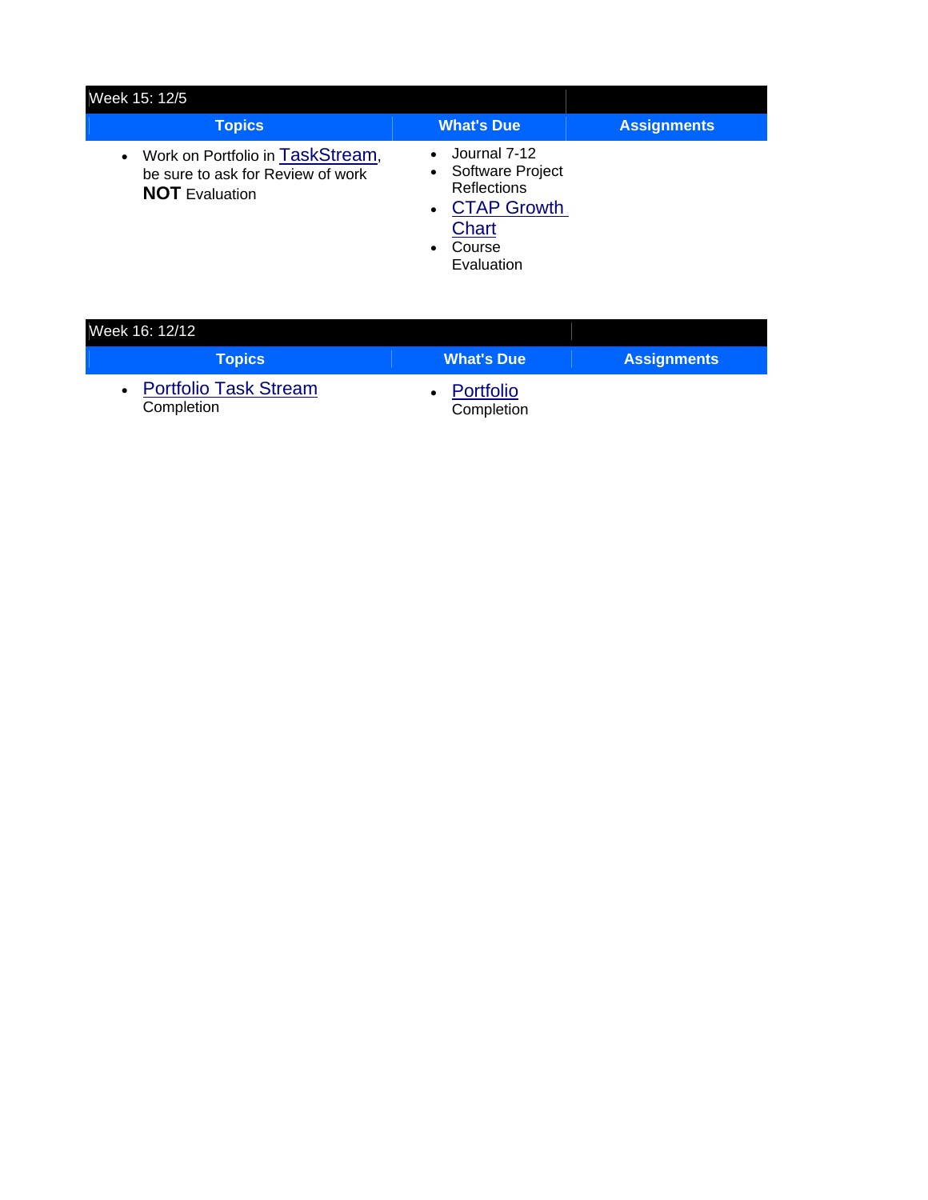| Week 15: 12/5 | | |
| --- | --- | --- |
| **Topics** | **What's Due** | **Assignments** |
| • Work on Portfolio in TaskStream, be sure to ask for Review of work **NOT** Evaluation | • Journal 7-12<br>• Software Project Reflections<br>• CTAP Growth Chart<br>• Course Evaluation | |

| Week 16: 12/12 | | |
| --- | --- | --- |
| **Topics** | **What's Due** | **Assignments** |
| • Portfolio Task Stream Completion | • Portfolio Completion | |